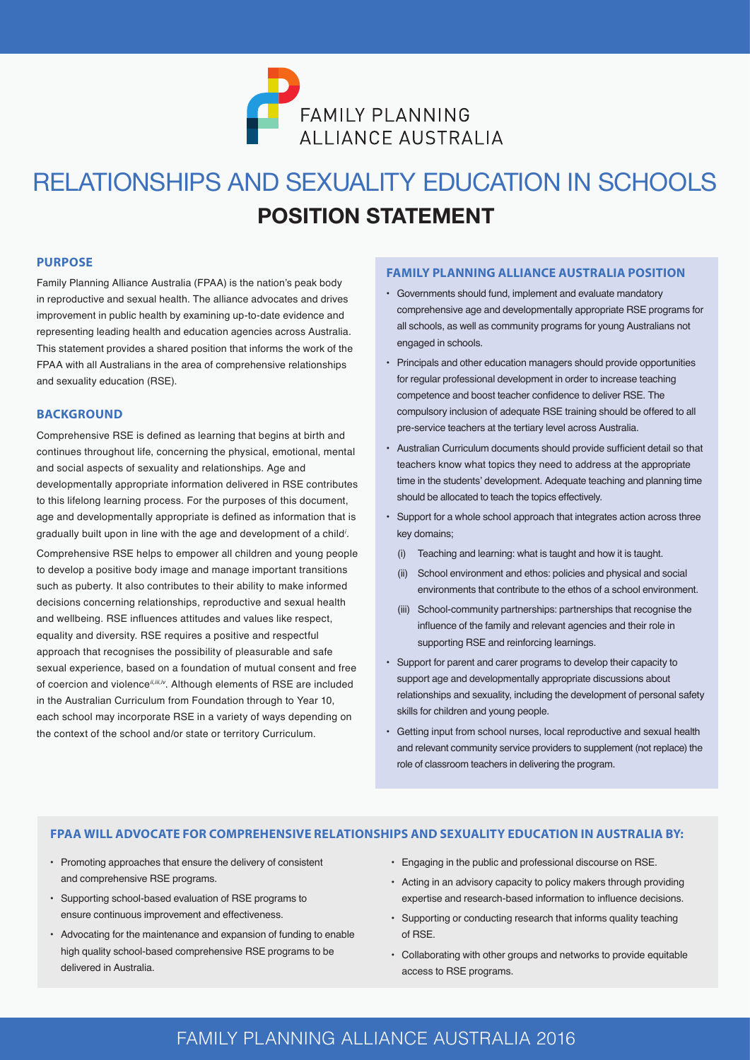FAMILY PLANNING ALLIANCE AUSTRALIA

# RELATIONSHIPS AND SEXUALITY EDUCATION IN SCHOOLS

## POSITION STATEMENT

### PURPOSE

Family Planning Alliance Australia (FPAA) is the nation's peak body in reproductive and sexual health. The alliance advocates and drives improvement in public health by examining up-to-date evidence and representing leading health and education agencies across Australia. This statement provides a shared position that informs the work of the FPAA with all Australians in the area of comprehensive relationships and sexuality education (RSE).

### BACKGROUND

Comprehensive RSE is defined as learning that begins at birth and continues throughout life, concerning the physical, emotional, mental and social aspects of sexuality and relationships. Age and developmentally appropriate information delivered in RSE contributes to this lifelong learning process. For the purposes of this document, age and developmentally appropriate is defined as information that is gradually built upon in line with the age and development of a child[i].

Comprehensive RSE helps to empower all children and young people to develop a positive body image and manage important transitions such as puberty. It also contributes to their ability to make informed decisions concerning relationships, reproductive and sexual health and wellbeing. RSE influences attitudes and values like respect, equality and diversity. RSE requires a positive and respectful approach that recognises the possibility of pleasurable and safe sexual experience, based on a foundation of mutual consent and free of coercion and violence[ii,iii,iv]. Although elements of RSE are included in the Australian Curriculum from Foundation through to Year 10, each school may incorporate RSE in a variety of ways depending on the context of the school and/or state or territory Curriculum.

### FAMILY PLANNING ALLIANCE AUSTRALIA POSITION

- Governments should fund, implement and evaluate mandatory comprehensive age and developmentally appropriate RSE programs for all schools, as well as community programs for young Australians not engaged in schools.
- Principals and other education managers should provide opportunities for regular professional development in order to increase teaching competence and boost teacher confidence to deliver RSE. The compulsory inclusion of adequate RSE training should be offered to all pre-service teachers at the tertiary level across Australia.
- Australian Curriculum documents should provide sufficient detail so that teachers know what topics they need to address at the appropriate time in the students' development. Adequate teaching and planning time should be allocated to teach the topics effectively.
- Support for a whole school approach that integrates action across three key domains;
  - (i) Teaching and learning: what is taught and how it is taught.
  - (ii) School environment and ethos: policies and physical and social environments that contribute to the ethos of a school environment.
  - (iii) School-community partnerships: partnerships that recognise the influence of the family and relevant agencies and their role in supporting RSE and reinforcing learnings.
- Support for parent and carer programs to develop their capacity to support age and developmentally appropriate discussions about relationships and sexuality, including the development of personal safety skills for children and young people.
- Getting input from school nurses, local reproductive and sexual health and relevant community service providers to supplement (not replace) the role of classroom teachers in delivering the program.

### FPAA WILL ADVOCATE FOR COMPREHENSIVE RELATIONSHIPS AND SEXUALITY EDUCATION IN AUSTRALIA BY:

- Promoting approaches that ensure the delivery of consistent and comprehensive RSE programs.
- Supporting school-based evaluation of RSE programs to ensure continuous improvement and effectiveness.
- Advocating for the maintenance and expansion of funding to enable high quality school-based comprehensive RSE programs to be delivered in Australia.
- Engaging in the public and professional discourse on RSE.
- Acting in an advisory capacity to policy makers through providing expertise and research-based information to influence decisions.
- Supporting or conducting research that informs quality teaching of RSE.
- Collaborating with other groups and networks to provide equitable access to RSE programs.

FAMILY PLANNING ALLIANCE AUSTRALIA 2016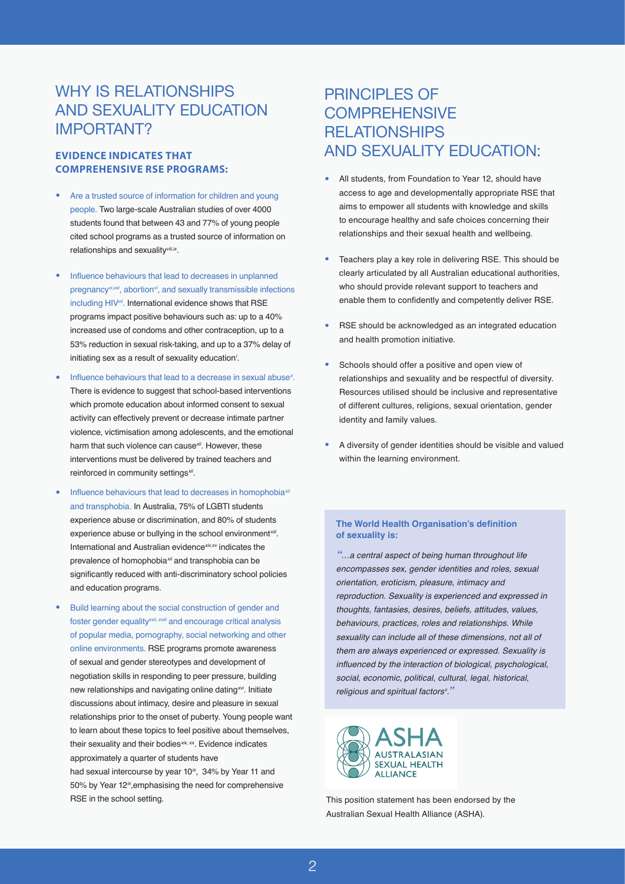# WHY IS RELATIONSHIPS AND SEXUALITY EDUCATION IMPORTANT?

### EVIDENCE INDICATES THAT COMPREHENSIVE RSE PROGRAMS:

- Are a trusted source of information for children and young people. Two large-scale Australian studies of over 4000 students found that between 43 and 77% of young people cited school programs as a trusted source of information on relationships and sexuality[viii,ix].
- Influence behaviours that lead to decreases in unplanned pregnancy[vi,xxi], abortion[vi], and sexually transmissible infections including HIV[vii]. International evidence shows that RSE programs impact positive behaviours such as: up to a 40% increased use of condoms and other contraception, up to a 53% reduction in sexual risk-taking, and up to a 37% delay of initiating sex as a result of sexuality education[i].
- Influence behaviours that lead to a decrease in sexual abuse[x]. There is evidence to suggest that school-based interventions which promote education about informed consent to sexual activity can effectively prevent or decrease intimate partner violence, victimisation among adolescents, and the emotional harm that such violence can cause[xii]. However, these interventions must be delivered by trained teachers and reinforced in community settings[xii].
- Influence behaviours that lead to decreases in homophobia[xii] and transphobia. In Australia, 75% of LGBTI students experience abuse or discrimination, and 80% of students experience abuse or bullying in the school environment[xiii]. International and Australian evidence[xiv,xv] indicates the prevalence of homophobia[xii] and transphobia can be significantly reduced with anti-discriminatory school policies and education programs.
- Build learning about the social construction of gender and foster gender equality[xvii, xviii] and encourage critical analysis of popular media, pornography, social networking and other online environments. RSE programs promote awareness of sexual and gender stereotypes and development of negotiation skills in responding to peer pressure, building new relationships and navigating online dating[xvi]. Initiate discussions about intimacy, desire and pleasure in sexual relationships prior to the onset of puberty. Young people want to learn about these topics to feel positive about themselves, their sexuality and their bodies[xix, xx]. Evidence indicates approximately a quarter of students have had sexual intercourse by year 10[ix], 34% by Year 11 and 50% by Year 12[ix],emphasising the need for comprehensive RSE in the school setting.

# PRINCIPLES OF COMPREHENSIVE RELATIONSHIPS AND SEXUALITY EDUCATION:

- All students, from Foundation to Year 12, should have access to age and developmentally appropriate RSE that aims to empower all students with knowledge and skills to encourage healthy and safe choices concerning their relationships and their sexual health and wellbeing.
- Teachers play a key role in delivering RSE. This should be clearly articulated by all Australian educational authorities, who should provide relevant support to teachers and enable them to confidently and competently deliver RSE.
- RSE should be acknowledged as an integrated education and health promotion initiative.
- Schools should offer a positive and open view of relationships and sexuality and be respectful of diversity. Resources utilised should be inclusive and representative of different cultures, religions, sexual orientation, gender identity and family values.
- A diversity of gender identities should be visible and valued within the learning environment.

**The World Health Organisation's definition of sexuality is:**

*"…a central aspect of being human throughout life encompasses sex, gender identities and roles, sexual orientation, eroticism, pleasure, intimacy and reproduction. Sexuality is experienced and expressed in thoughts, fantasies, desires, beliefs, attitudes, values, behaviours, practices, roles and relationships. While sexuality can include all of these dimensions, not all of them are always experienced or expressed. Sexuality is influenced by the interaction of biological, psychological, social, economic, political, cultural, legal, historical, religious and spiritual factors[v]."*

ASHA AUSTRALASIAN SEXUAL HEALTH ALLIANCE

This position statement has been endorsed by the Australian Sexual Health Alliance (ASHA).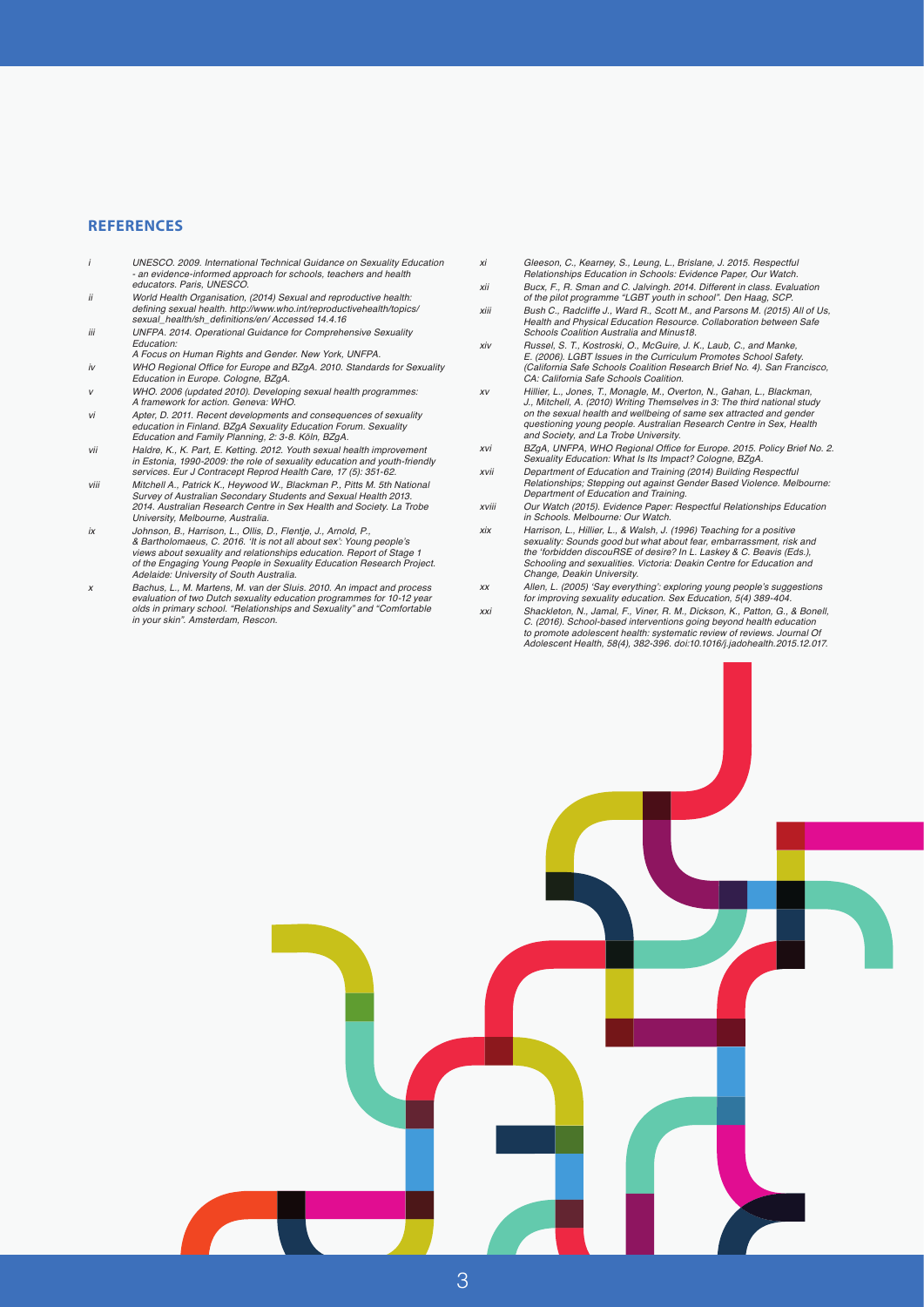## REFERENCES

i UNESCO. 2009. International Technical Guidance on Sexuality Education - an evidence-informed approach for schools, teachers and health educators. Paris, UNESCO.

ii World Health Organisation, (2014) Sexual and reproductive health: defining sexual health. http://www.who.int/reproductivehealth/topics/sexual_health/sh_definitions/en/ Accessed 14.4.16

iii UNFPA. 2014. Operational Guidance for Comprehensive Sexuality Education: A Focus on Human Rights and Gender. New York, UNFPA.

iv WHO Regional Office for Europe and BZgA. 2010. Standards for Sexuality Education in Europe. Cologne, BZgA.

v WHO. 2006 (updated 2010). Developing sexual health programmes: A framework for action. Geneva: WHO.

vi Apter, D. 2011. Recent developments and consequences of sexuality education in Finland. BZgA Sexuality Education Forum. Sexuality Education and Family Planning, 2: 3-8. Köln, BZgA.

vii Haldre, K., K. Part, E. Ketting. 2012. Youth sexual health improvement in Estonia, 1990-2009: the role of sexuality education and youth-friendly services. Eur J Contracept Reprod Health Care, 17 (5): 351-62.

viii Mitchell A., Patrick K., Heywood W., Blackman P., Pitts M. 5th National Survey of Australian Secondary Students and Sexual Health 2013. 2014. Australian Research Centre in Sex Health and Society. La Trobe University, Melbourne, Australia.

ix Johnson, B., Harrison, L., Ollis, D., Flentje, J., Arnold, P., & Bartholomaeus, C. 2016. 'It is not all about sex': Young people's views about sexuality and relationships education. Report of Stage 1 of the Engaging Young People in Sexuality Education Research Project. Adelaide: University of South Australia.

x Bachus, L., M. Martens, M. van der Sluis. 2010. An impact and process evaluation of two Dutch sexuality education programmes for 10-12 year olds in primary school. "Relationships and Sexuality" and "Comfortable in your skin". Amsterdam, Rescon.

xi Gleeson, C., Kearney, S., Leung, L., Brislane, J. 2015. Respectful Relationships Education in Schools: Evidence Paper, Our Watch.

xii Bucx, F., R. Sman and C. Jalvingh. 2014. Different in class. Evaluation of the pilot programme "LGBT youth in school". Den Haag, SCP.

xiii Bush C., Radcliffe J., Ward R., Scott M., and Parsons M. (2015) All of Us, Health and Physical Education Resource. Collaboration between Safe Schools Coalition Australia and Minus18.

xiv Russel, S. T., Kostroski, O., McGuire, J. K., Laub, C., and Manke, E. (2006). LGBT Issues in the Curriculum Promotes School Safety. (California Safe Schools Coalition Research Brief No. 4). San Francisco, CA: California Safe Schools Coalition.

xv Hillier, L., Jones, T., Monagle, M., Overton, N., Gahan, L., Blackman, J., Mitchell, A. (2010) Writing Themselves in 3: The third national study on the sexual health and wellbeing of same sex attracted and gender questioning young people. Australian Research Centre in Sex, Health and Society, and La Trobe University.

xvi BZgA, UNFPA, WHO Regional Office for Europe. 2015. Policy Brief No. 2. Sexuality Education: What Is Its Impact? Cologne, BZgA.

xvii Department of Education and Training (2014) Building Respectful Relationships; Stepping out against Gender Based Violence. Melbourne: Department of Education and Training.

xviii Our Watch (2015). Evidence Paper: Respectful Relationships Education in Schools. Melbourne: Our Watch.

xix Harrison, L., Hillier, L., & Walsh, J. (1996) Teaching for a positive sexuality: Sounds good but what about fear, embarrassment, risk and the 'forbidden discouRSE of desire? In L. Laskey & C. Beavis (Eds.), Schooling and sexualities. Victoria: Deakin Centre for Education and Change, Deakin University.

xx Allen, L. (2005) 'Say everything': exploring young people's suggestions for improving sexuality education. Sex Education, 5(4) 389-404.

xxi Shackleton, N., Jamal, F., Viner, R. M., Dickson, K., Patton, G., & Bonell, C. (2016). School-based interventions going beyond health education to promote adolescent health: systematic review of reviews. Journal Of Adolescent Health, 58(4), 382-396. doi:10.1016/j.jadohealth.2015.12.017.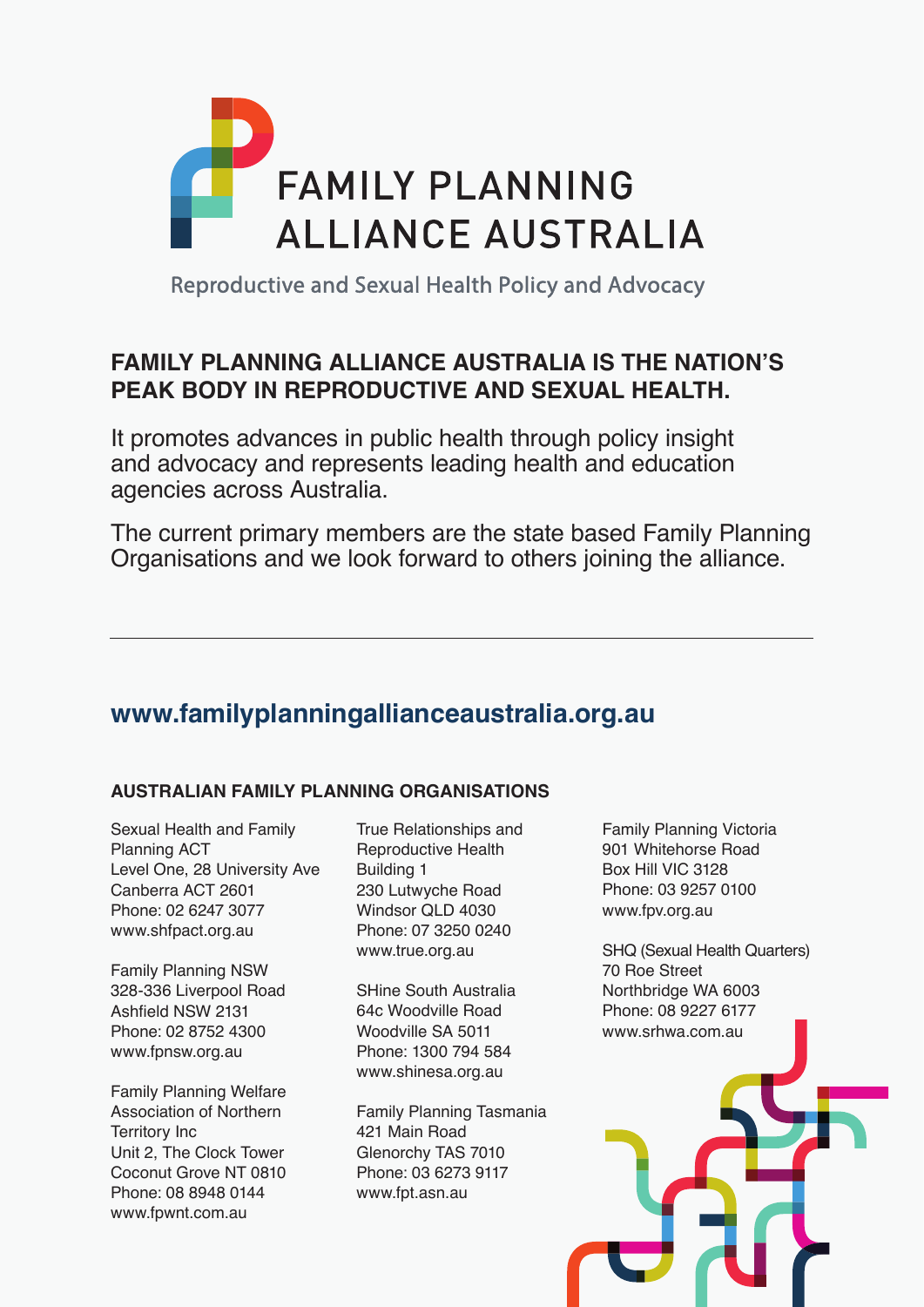# FAMILY PLANNING ALLIANCE AUSTRALIA

Reproductive and Sexual Health Policy and Advocacy

**FAMILY PLANNING ALLIANCE AUSTRALIA IS THE NATION'S PEAK BODY IN REPRODUCTIVE AND SEXUAL HEALTH.**

It promotes advances in public health through policy insight and advocacy and represents leading health and education agencies across Australia.

The current primary members are the state based Family Planning Organisations and we look forward to others joining the alliance.

---

**www.familyplanningallianceaustralia.org.au**

**AUSTRALIAN FAMILY PLANNING ORGANISATIONS**

Sexual Health and Family Planning ACT
Level One, 28 University Ave
Canberra ACT 2601
Phone: 02 6247 3077
www.shfpact.org.au

Family Planning NSW
328-336 Liverpool Road
Ashfield NSW 2131
Phone: 02 8752 4300
www.fpnsw.org.au

Family Planning Welfare Association of Northern Territory Inc
Unit 2, The Clock Tower
Coconut Grove NT 0810
Phone: 08 8948 0144
www.fpwnt.com.au

True Relationships and Reproductive Health
Building 1
230 Lutwyche Road
Windsor QLD 4030
Phone: 07 3250 0240
www.true.org.au

SHine South Australia
64c Woodville Road
Woodville SA 5011
Phone: 1300 794 584
www.shinesa.org.au

Family Planning Tasmania
421 Main Road
Glenorchy TAS 7010
Phone: 03 6273 9117
www.fpt.asn.au

Family Planning Victoria
901 Whitehorse Road
Box Hill VIC 3128
Phone: 03 9257 0100
www.fpv.org.au

SHQ (Sexual Health Quarters)
70 Roe Street
Northbridge WA 6003
Phone: 08 9227 6177
www.srhwa.com.au